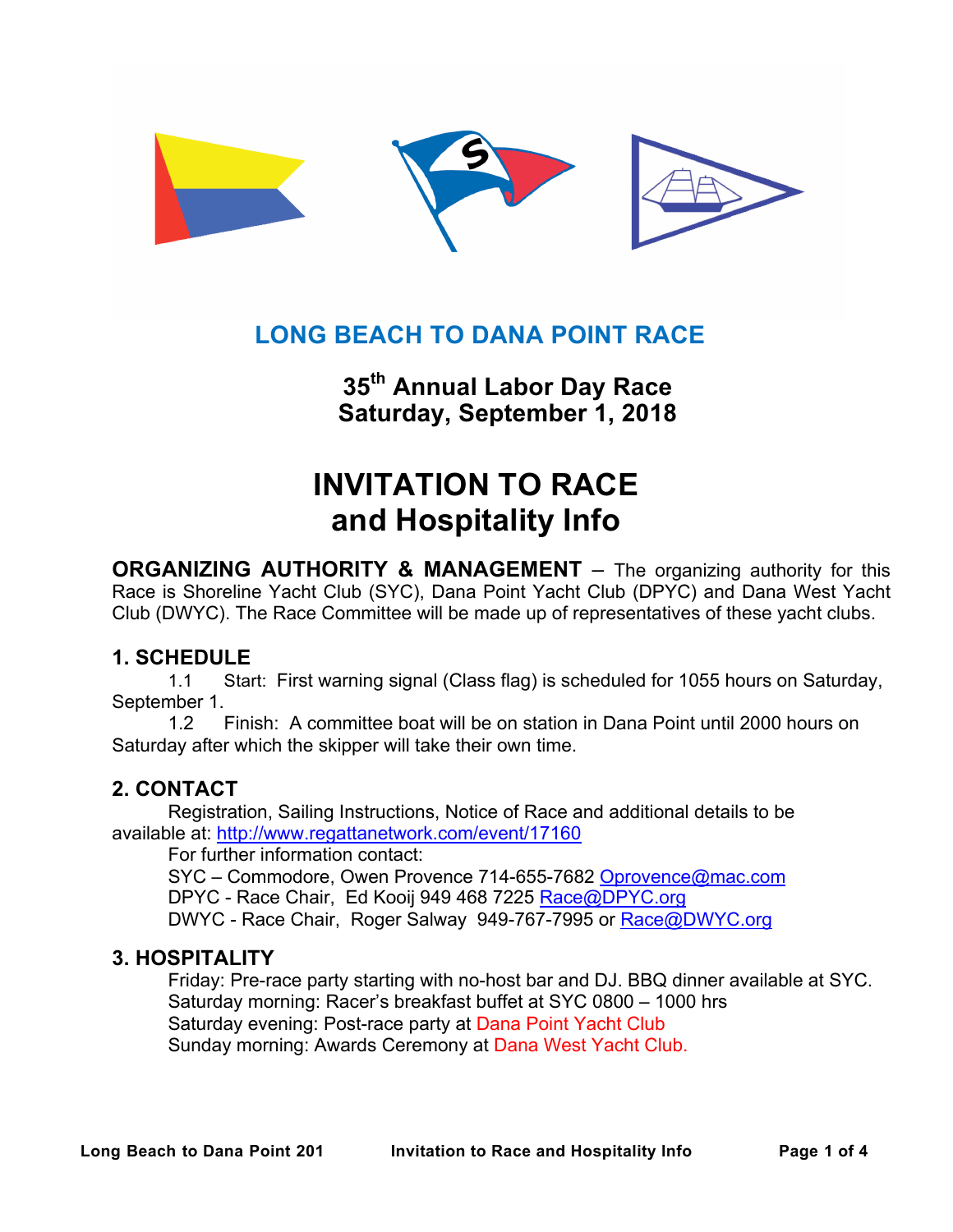# LONG BEACH TO DANA POINT RACE

## 35th Annual Labor Day Race
## Saturday, September 1, 2018

# INVITATION TO RACE and Hospitality Info

**ORGANIZING AUTHORITY & MANAGEMENT** – The organizing authority for this Race is Shoreline Yacht Club (SYC), Dana Point Yacht Club (DPYC) and Dana West Yacht Club (DWYC). The Race Committee will be made up of representatives of these yacht clubs.

## 1. SCHEDULE

1.1 Start: First warning signal (Class flag) is scheduled for 1055 hours on Saturday, September 1.

1.2 Finish: A committee boat will be on station in Dana Point until 2000 hours on Saturday after which the skipper will take their own time.

## 2. CONTACT

Registration, Sailing Instructions, Notice of Race and additional details to be available at: http://www.regattanetwork.com/event/17160

For further information contact:

SYC – Commodore, Owen Provence 714-655-7682 Oprovence@mac.com
DPYC - Race Chair, Ed Kooij 949 468 7225 Race@DPYC.org
DWYC - Race Chair, Roger Salway 949-767-7995 or Race@DWYC.org

## 3. HOSPITALITY

Friday: Pre-race party starting with no-host bar and DJ. BBQ dinner available at SYC.
Saturday morning: Racer's breakfast buffet at SYC 0800 – 1000 hrs
Saturday evening: Post-race party at Dana Point Yacht Club
Sunday morning: Awards Ceremony at Dana West Yacht Club.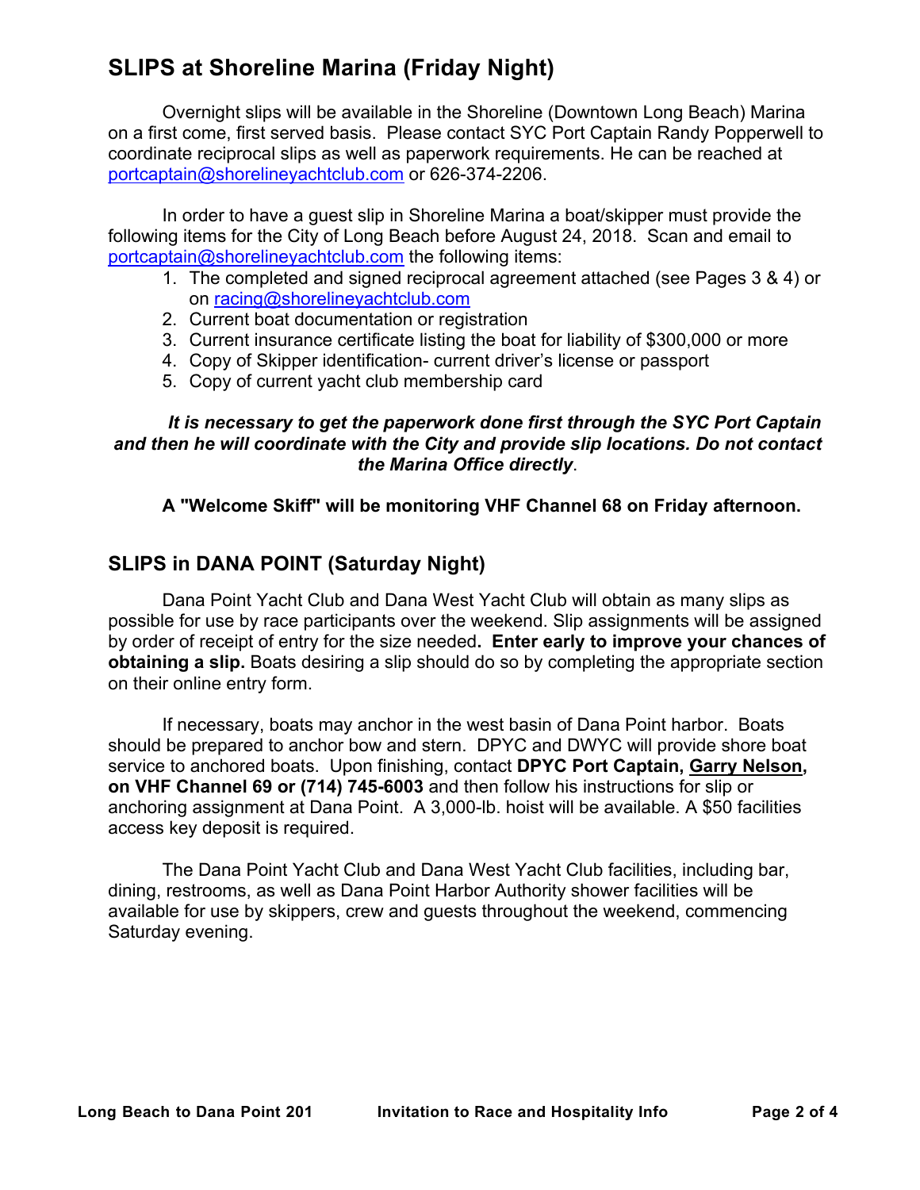## SLIPS at Shoreline Marina (Friday Night)

Overnight slips will be available in the Shoreline (Downtown Long Beach) Marina on a first come, first served basis. Please contact SYC Port Captain Randy Popperwell to coordinate reciprocal slips as well as paperwork requirements. He can be reached at portcaptain@shorelineyachtclub.com or 626-374-2206.

In order to have a guest slip in Shoreline Marina a boat/skipper must provide the following items for the City of Long Beach before August 24, 2018. Scan and email to portcaptain@shorelineyachtclub.com the following items:

1. The completed and signed reciprocal agreement attached (see Pages 3 & 4) or on racing@shorelineyachtclub.com
2. Current boat documentation or registration
3. Current insurance certificate listing the boat for liability of $300,000 or more
4. Copy of Skipper identification- current driver's license or passport
5. Copy of current yacht club membership card

***It is necessary to get the paperwork done first through the SYC Port Captain and then he will coordinate with the City and provide slip locations. Do not contact the Marina Office directly***.

**A "Welcome Skiff" will be monitoring VHF Channel 68 on Friday afternoon.**

## SLIPS in DANA POINT (Saturday Night)

Dana Point Yacht Club and Dana West Yacht Club will obtain as many slips as possible for use by race participants over the weekend. Slip assignments will be assigned by order of receipt of entry for the size needed**. Enter early to improve your chances of obtaining a slip.** Boats desiring a slip should do so by completing the appropriate section on their online entry form.

If necessary, boats may anchor in the west basin of Dana Point harbor. Boats should be prepared to anchor bow and stern. DPYC and DWYC will provide shore boat service to anchored boats. Upon finishing, contact **DPYC Port Captain, Garry Nelson, on VHF Channel 69 or (714) 745-6003** and then follow his instructions for slip or anchoring assignment at Dana Point. A 3,000-lb. hoist will be available. A $50 facilities access key deposit is required.

The Dana Point Yacht Club and Dana West Yacht Club facilities, including bar, dining, restrooms, as well as Dana Point Harbor Authority shower facilities will be available for use by skippers, crew and guests throughout the weekend, commencing Saturday evening.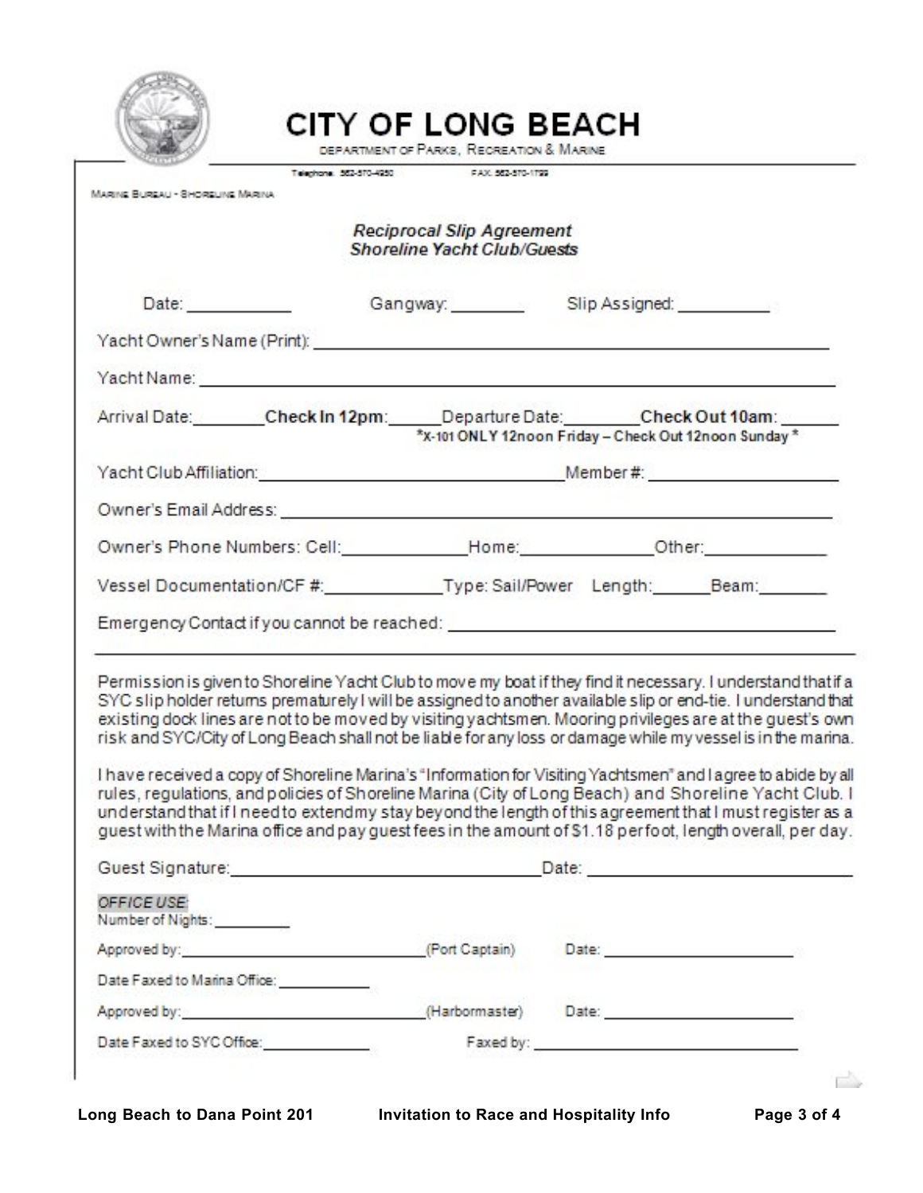# CITY OF LONG BEACH

DEPARTMENT OF PARKS, RECREATION & MARINE

Telephone: 562-570-4950 FAX: 562-570-1799

MARINE BUREAU - SHORELINE MARINA

***Reciprocal Slip Agreement***
***Shoreline Yacht Club/Guests***

Date: ___________ Gangway: ________ Slip Assigned: __________

Yacht Owner's Name (Print): ______________________________________________

Yacht Name: ______________________________________________________

Arrival Date: ________ **Check In 12pm**: _____ Departure Date: ________ **Check Out 10am**: ______

***X-101 ONLY 12noon Friday – Check Out 12noon Sunday***

Yacht Club Affiliation: ______________________________ Member #: ___________________

Owner's Email Address: ______________________________________________________

Owner's Phone Numbers: Cell: _____________ Home: ______________ Other: _____________

Vessel Documentation/CF #: ____________ Type: Sail/Power Length: ______ Beam: _______

Emergency Contact if you cannot be reached: ______________________________________

---

Permission is given to Shoreline Yacht Club to move my boat if they find it necessary. I understand that if a SYC slip holder returns prematurely I will be assigned to another available slip or end-tie. I understand that existing dock lines are not to be moved by visiting yachtsmen. Mooring privileges are at the guest's own risk and SYC/City of Long Beach shall not be liable for any loss or damage while my vessel is in the marina.

I have received a copy of Shoreline Marina's "Information for Visiting Yachtsmen" and I agree to abide by all rules, regulations, and policies of Shoreline Marina (City of Long Beach) and Shoreline Yacht Club. I understand that if I need to extend my stay beyond the length of this agreement that I must register as a guest with the Marina office and pay guest fees in the amount of $1.18 per foot, length overall, per day.

Guest Signature: ________________________________ Date: ___________________________

*OFFICE USE:*

Number of Nights: _________

Approved by: ____________________________ (Port Captain) Date: _______________________

Date Faxed to Marina Office: ___________

Approved by: ____________________________ (Harbormaster) Date: _______________________

Date Faxed to SYC Office: _____________ Faxed by: ______________________________

Long Beach to Dana Point 201 Invitation to Race and Hospitality Info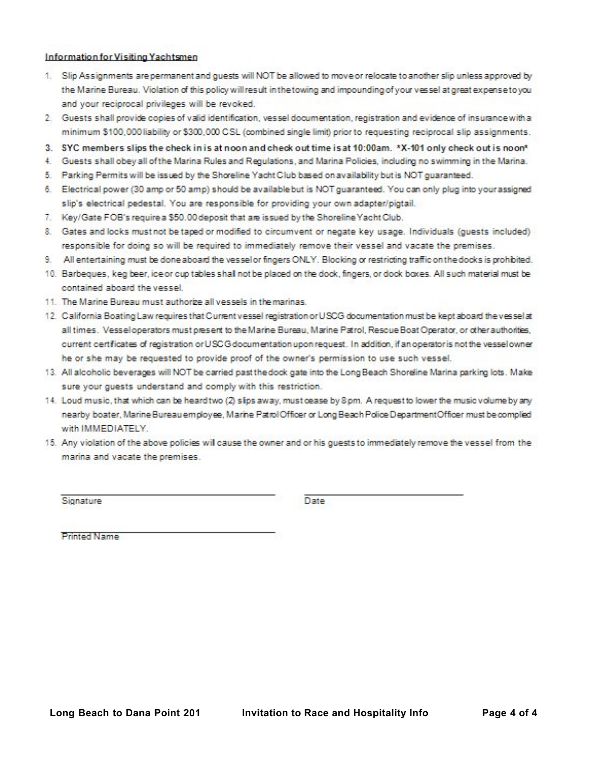**Information for Visiting Yachtsmen**

1. Slip Assignments are permanent and guests will NOT be allowed to move or relocate to another slip unless approved by the Marine Bureau. Violation of this policy will result in the towing and impounding of your vessel at great expense to you and your reciprocal privileges will be revoked.
2. Guests shall provide copies of valid identification, vessel documentation, registration and evidence of insurance with a minimum $100,000 liability or $300,000 CSL (combined single limit) prior to requesting reciprocal slip assignments.
3. **SYC members slips the check in is at noon and check out time is at 10:00am. *X-101 only check out is noon***
4. Guests shall obey all of the Marina Rules and Regulations, and Marina Policies, including no swimming in the Marina.
5. Parking Permits will be issued by the Shoreline Yacht Club based on availability but is NOT guaranteed.
6. Electrical power (30 amp or 50 amp) should be available but is NOT guaranteed. You can only plug into your assigned slip's electrical pedestal. You are responsible for providing your own adapter/pigtail.
7. Key/Gate FOB's require a $50.00 deposit that are issued by the Shoreline Yacht Club.
8. Gates and locks must not be taped or modified to circumvent or negate key usage. Individuals (guests included) responsible for doing so will be required to immediately remove their vessel and vacate the premises.
9. All entertaining must be done aboard the vessel or fingers ONLY. Blocking or restricting traffic on the docks is prohibited.
10. Barbeques, keg beer, ice or cup tables shall not be placed on the dock, fingers, or dock boxes. All such material must be contained aboard the vessel.
11. The Marine Bureau must authorize all vessels in the marinas.
12. California Boating Law requires that Current vessel registration or USCG documentation must be kept aboard the vessel at all times. Vessel operators must present to the Marine Bureau, Marine Patrol, Rescue Boat Operator, or other authorities, current certificates of registration or USCG documentation upon request. In addition, if an operator is not the vessel owner he or she may be requested to provide proof of the owner's permission to use such vessel.
13. All alcoholic beverages will NOT be carried past the dock gate into the Long Beach Shoreline Marina parking lots. Make sure your guests understand and comply with this restriction.
14. Loud music, that which can be heard two (2) slips away, must cease by 8 pm. A request to lower the music volume by any nearby boater, Marine Bureau employee, Marine Patrol Officer or Long Beach Police Department Officer must be complied with IMMEDIATELY.
15. Any violation of the above policies will cause the owner and or his guests to immediately remove the vessel from the marina and vacate the premises.

______________________________ Signature

______________________________ Date

______________________________ Printed Name